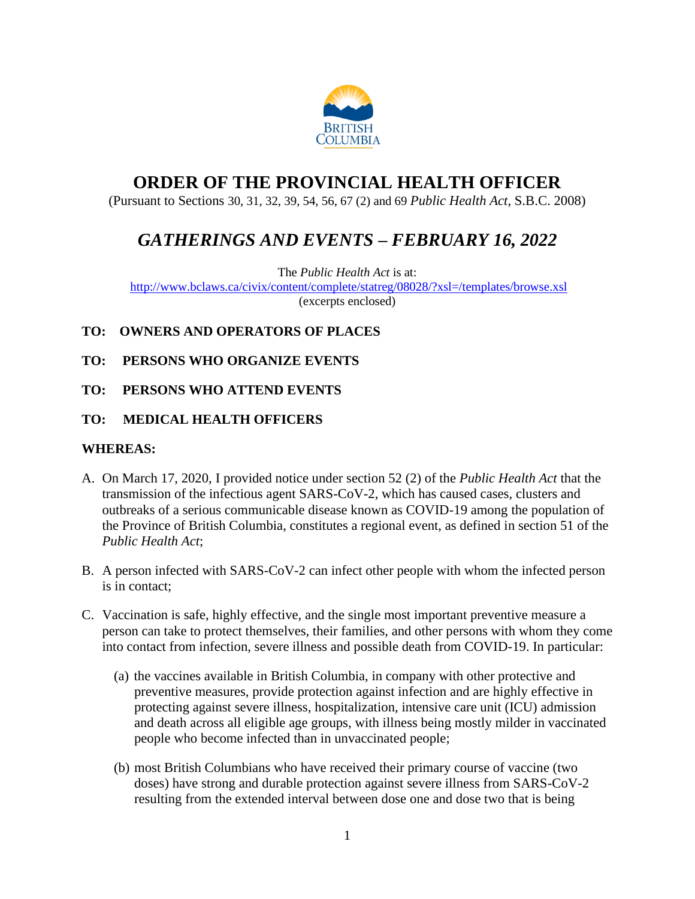# ORDER OF THE PROVINCIAL HEALTH OFFICER

(Pursuant to Sections 30, 31, 32, 39, 54, 56, 67 (2) and 69 *Public Health Act*, S.B.C. 2008)

## *GATHERINGS AND EVENTS – FEBRUARY 16, 2022*

The *Public Health Act* is at:
http://www.bclaws.ca/civix/content/complete/statreg/08028/?xsl=/templates/browse.xsl
(excerpts enclosed)

**TO: OWNERS AND OPERATORS OF PLACES**

**TO: PERSONS WHO ORGANIZE EVENTS**

**TO: PERSONS WHO ATTEND EVENTS**

**TO: MEDICAL HEALTH OFFICERS**

**WHEREAS:**

A. On March 17, 2020, I provided notice under section 52 (2) of the *Public Health Act* that the transmission of the infectious agent SARS-CoV-2, which has caused cases, clusters and outbreaks of a serious communicable disease known as COVID-19 among the population of the Province of British Columbia, constitutes a regional event, as defined in section 51 of the *Public Health Act*;

B. A person infected with SARS-CoV-2 can infect other people with whom the infected person is in contact;

C. Vaccination is safe, highly effective, and the single most important preventive measure a person can take to protect themselves, their families, and other persons with whom they come into contact from infection, severe illness and possible death from COVID-19. In particular:

   (a) the vaccines available in British Columbia, in company with other protective and preventive measures, provide protection against infection and are highly effective in protecting against severe illness, hospitalization, intensive care unit (ICU) admission and death across all eligible age groups, with illness being mostly milder in vaccinated people who become infected than in unvaccinated people;

   (b) most British Columbians who have received their primary course of vaccine (two doses) have strong and durable protection against severe illness from SARS-CoV-2 resulting from the extended interval between dose one and dose two that is being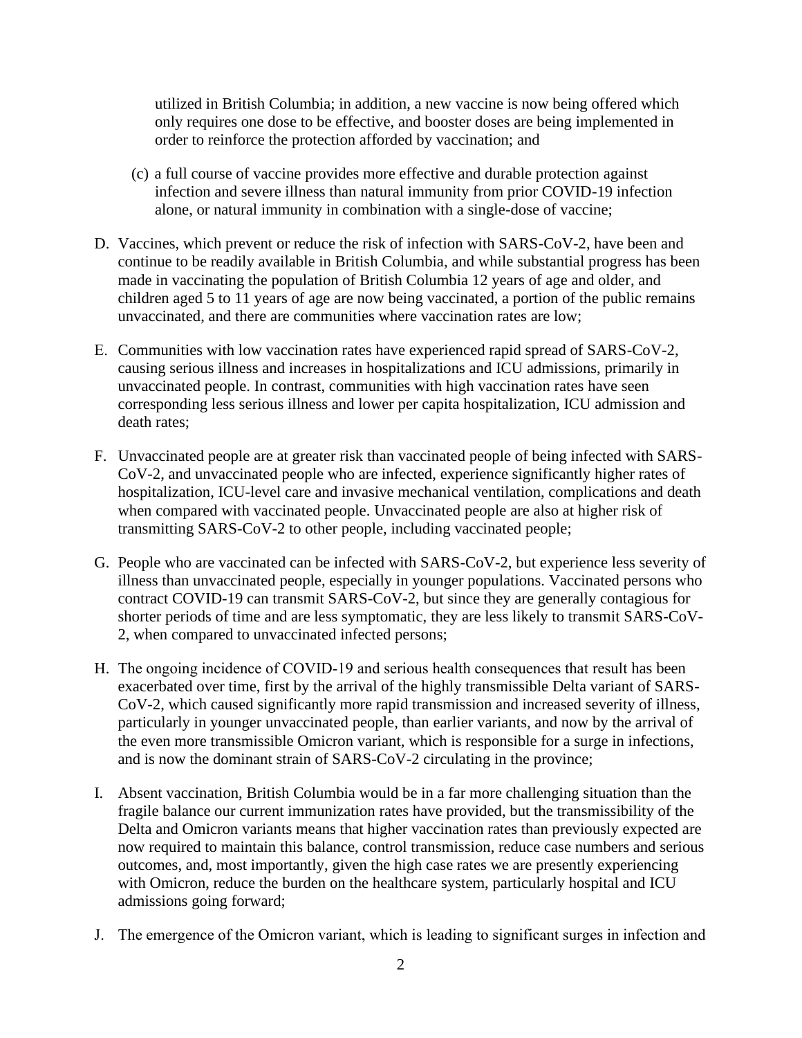utilized in British Columbia; in addition, a new vaccine is now being offered which only requires one dose to be effective, and booster doses are being implemented in order to reinforce the protection afforded by vaccination; and

(c) a full course of vaccine provides more effective and durable protection against infection and severe illness than natural immunity from prior COVID-19 infection alone, or natural immunity in combination with a single-dose of vaccine;

D. Vaccines, which prevent or reduce the risk of infection with SARS-CoV-2, have been and continue to be readily available in British Columbia, and while substantial progress has been made in vaccinating the population of British Columbia 12 years of age and older, and children aged 5 to 11 years of age are now being vaccinated, a portion of the public remains unvaccinated, and there are communities where vaccination rates are low;

E. Communities with low vaccination rates have experienced rapid spread of SARS-CoV-2, causing serious illness and increases in hospitalizations and ICU admissions, primarily in unvaccinated people. In contrast, communities with high vaccination rates have seen corresponding less serious illness and lower per capita hospitalization, ICU admission and death rates;

F. Unvaccinated people are at greater risk than vaccinated people of being infected with SARS-CoV-2, and unvaccinated people who are infected, experience significantly higher rates of hospitalization, ICU-level care and invasive mechanical ventilation, complications and death when compared with vaccinated people. Unvaccinated people are also at higher risk of transmitting SARS-CoV-2 to other people, including vaccinated people;

G. People who are vaccinated can be infected with SARS-CoV-2, but experience less severity of illness than unvaccinated people, especially in younger populations. Vaccinated persons who contract COVID-19 can transmit SARS-CoV-2, but since they are generally contagious for shorter periods of time and are less symptomatic, they are less likely to transmit SARS-CoV-2, when compared to unvaccinated infected persons;

H. The ongoing incidence of COVID-19 and serious health consequences that result has been exacerbated over time, first by the arrival of the highly transmissible Delta variant of SARS-CoV-2, which caused significantly more rapid transmission and increased severity of illness, particularly in younger unvaccinated people, than earlier variants, and now by the arrival of the even more transmissible Omicron variant, which is responsible for a surge in infections, and is now the dominant strain of SARS-CoV-2 circulating in the province;

I. Absent vaccination, British Columbia would be in a far more challenging situation than the fragile balance our current immunization rates have provided, but the transmissibility of the Delta and Omicron variants means that higher vaccination rates than previously expected are now required to maintain this balance, control transmission, reduce case numbers and serious outcomes, and, most importantly, given the high case rates we are presently experiencing with Omicron, reduce the burden on the healthcare system, particularly hospital and ICU admissions going forward;

J. The emergence of the Omicron variant, which is leading to significant surges in infection and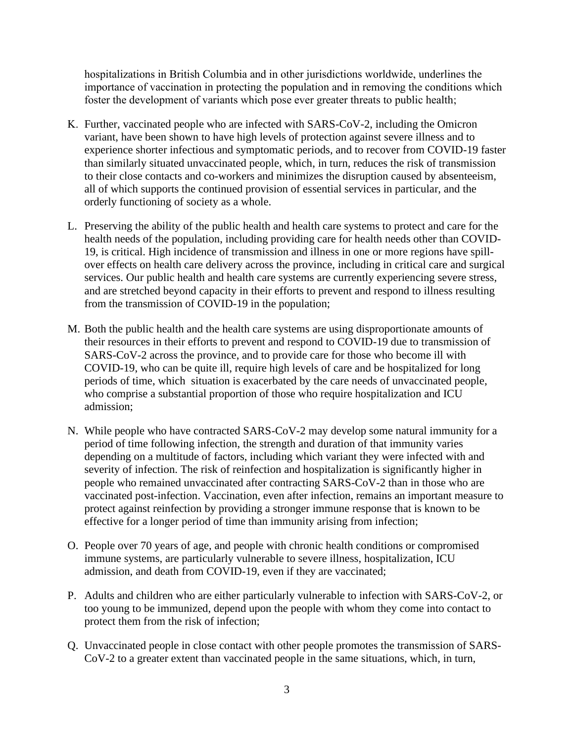hospitalizations in British Columbia and in other jurisdictions worldwide, underlines the importance of vaccination in protecting the population and in removing the conditions which foster the development of variants which pose ever greater threats to public health;

K. Further, vaccinated people who are infected with SARS-CoV-2, including the Omicron variant, have been shown to have high levels of protection against severe illness and to experience shorter infectious and symptomatic periods, and to recover from COVID-19 faster than similarly situated unvaccinated people, which, in turn, reduces the risk of transmission to their close contacts and co-workers and minimizes the disruption caused by absenteeism, all of which supports the continued provision of essential services in particular, and the orderly functioning of society as a whole.

L. Preserving the ability of the public health and health care systems to protect and care for the health needs of the population, including providing care for health needs other than COVID-19, is critical. High incidence of transmission and illness in one or more regions have spill-over effects on health care delivery across the province, including in critical care and surgical services. Our public health and health care systems are currently experiencing severe stress, and are stretched beyond capacity in their efforts to prevent and respond to illness resulting from the transmission of COVID-19 in the population;

M. Both the public health and the health care systems are using disproportionate amounts of their resources in their efforts to prevent and respond to COVID-19 due to transmission of SARS-CoV-2 across the province, and to provide care for those who become ill with COVID-19, who can be quite ill, require high levels of care and be hospitalized for long periods of time, which situation is exacerbated by the care needs of unvaccinated people, who comprise a substantial proportion of those who require hospitalization and ICU admission;

N. While people who have contracted SARS-CoV-2 may develop some natural immunity for a period of time following infection, the strength and duration of that immunity varies depending on a multitude of factors, including which variant they were infected with and severity of infection. The risk of reinfection and hospitalization is significantly higher in people who remained unvaccinated after contracting SARS-CoV-2 than in those who are vaccinated post-infection. Vaccination, even after infection, remains an important measure to protect against reinfection by providing a stronger immune response that is known to be effective for a longer period of time than immunity arising from infection;

O. People over 70 years of age, and people with chronic health conditions or compromised immune systems, are particularly vulnerable to severe illness, hospitalization, ICU admission, and death from COVID-19, even if they are vaccinated;

P. Adults and children who are either particularly vulnerable to infection with SARS-CoV-2, or too young to be immunized, depend upon the people with whom they come into contact to protect them from the risk of infection;

Q. Unvaccinated people in close contact with other people promotes the transmission of SARS-CoV-2 to a greater extent than vaccinated people in the same situations, which, in turn,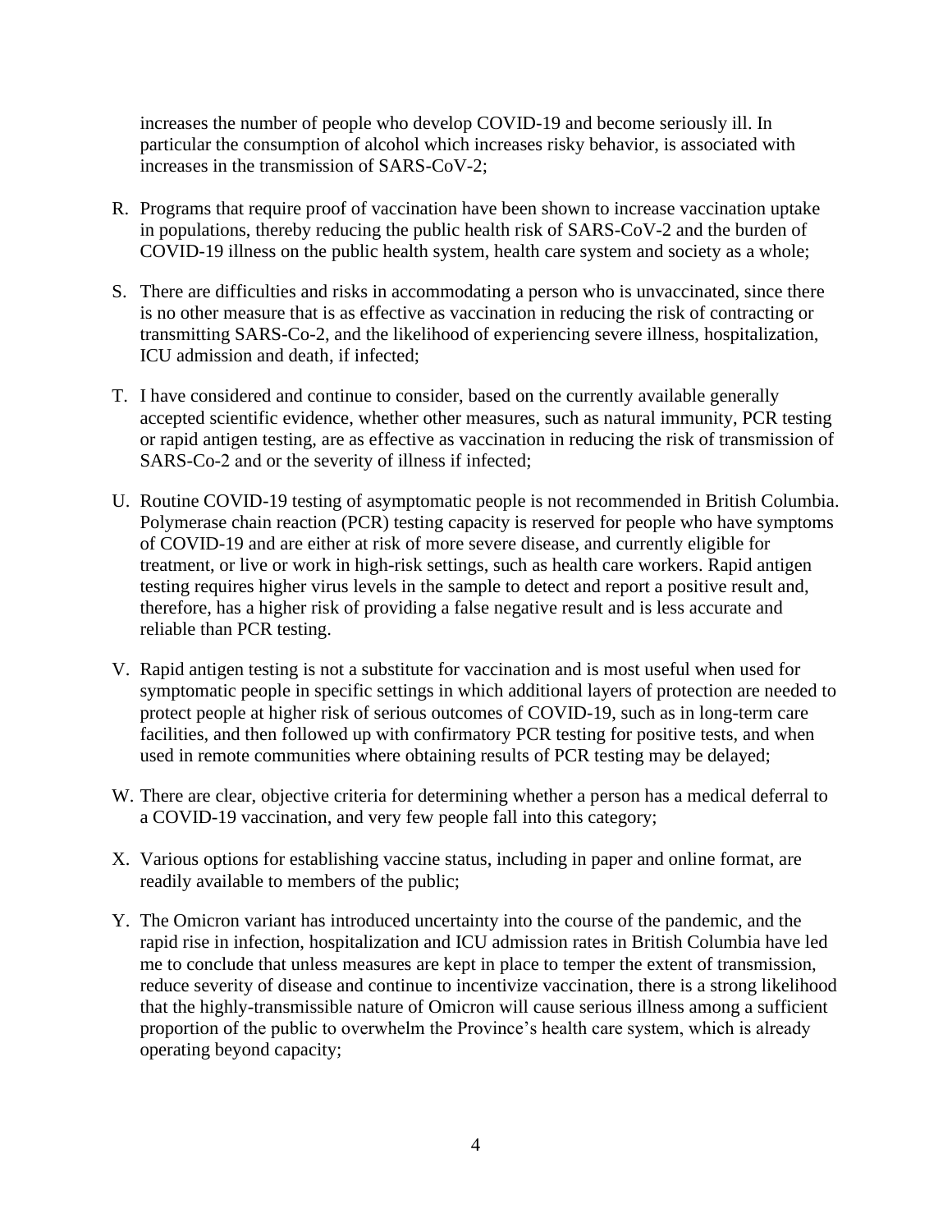increases the number of people who develop COVID-19 and become seriously ill. In particular the consumption of alcohol which increases risky behavior, is associated with increases in the transmission of SARS-CoV-2;

R. Programs that require proof of vaccination have been shown to increase vaccination uptake in populations, thereby reducing the public health risk of SARS-CoV-2 and the burden of COVID-19 illness on the public health system, health care system and society as a whole;

S. There are difficulties and risks in accommodating a person who is unvaccinated, since there is no other measure that is as effective as vaccination in reducing the risk of contracting or transmitting SARS-Co-2, and the likelihood of experiencing severe illness, hospitalization, ICU admission and death, if infected;

T. I have considered and continue to consider, based on the currently available generally accepted scientific evidence, whether other measures, such as natural immunity, PCR testing or rapid antigen testing, are as effective as vaccination in reducing the risk of transmission of SARS-Co-2 and or the severity of illness if infected;

U. Routine COVID-19 testing of asymptomatic people is not recommended in British Columbia. Polymerase chain reaction (PCR) testing capacity is reserved for people who have symptoms of COVID-19 and are either at risk of more severe disease, and currently eligible for treatment, or live or work in high-risk settings, such as health care workers. Rapid antigen testing requires higher virus levels in the sample to detect and report a positive result and, therefore, has a higher risk of providing a false negative result and is less accurate and reliable than PCR testing.

V. Rapid antigen testing is not a substitute for vaccination and is most useful when used for symptomatic people in specific settings in which additional layers of protection are needed to protect people at higher risk of serious outcomes of COVID-19, such as in long-term care facilities, and then followed up with confirmatory PCR testing for positive tests, and when used in remote communities where obtaining results of PCR testing may be delayed;

W. There are clear, objective criteria for determining whether a person has a medical deferral to a COVID-19 vaccination, and very few people fall into this category;

X. Various options for establishing vaccine status, including in paper and online format, are readily available to members of the public;

Y. The Omicron variant has introduced uncertainty into the course of the pandemic, and the rapid rise in infection, hospitalization and ICU admission rates in British Columbia have led me to conclude that unless measures are kept in place to temper the extent of transmission, reduce severity of disease and continue to incentivize vaccination, there is a strong likelihood that the highly-transmissible nature of Omicron will cause serious illness among a sufficient proportion of the public to overwhelm the Province's health care system, which is already operating beyond capacity;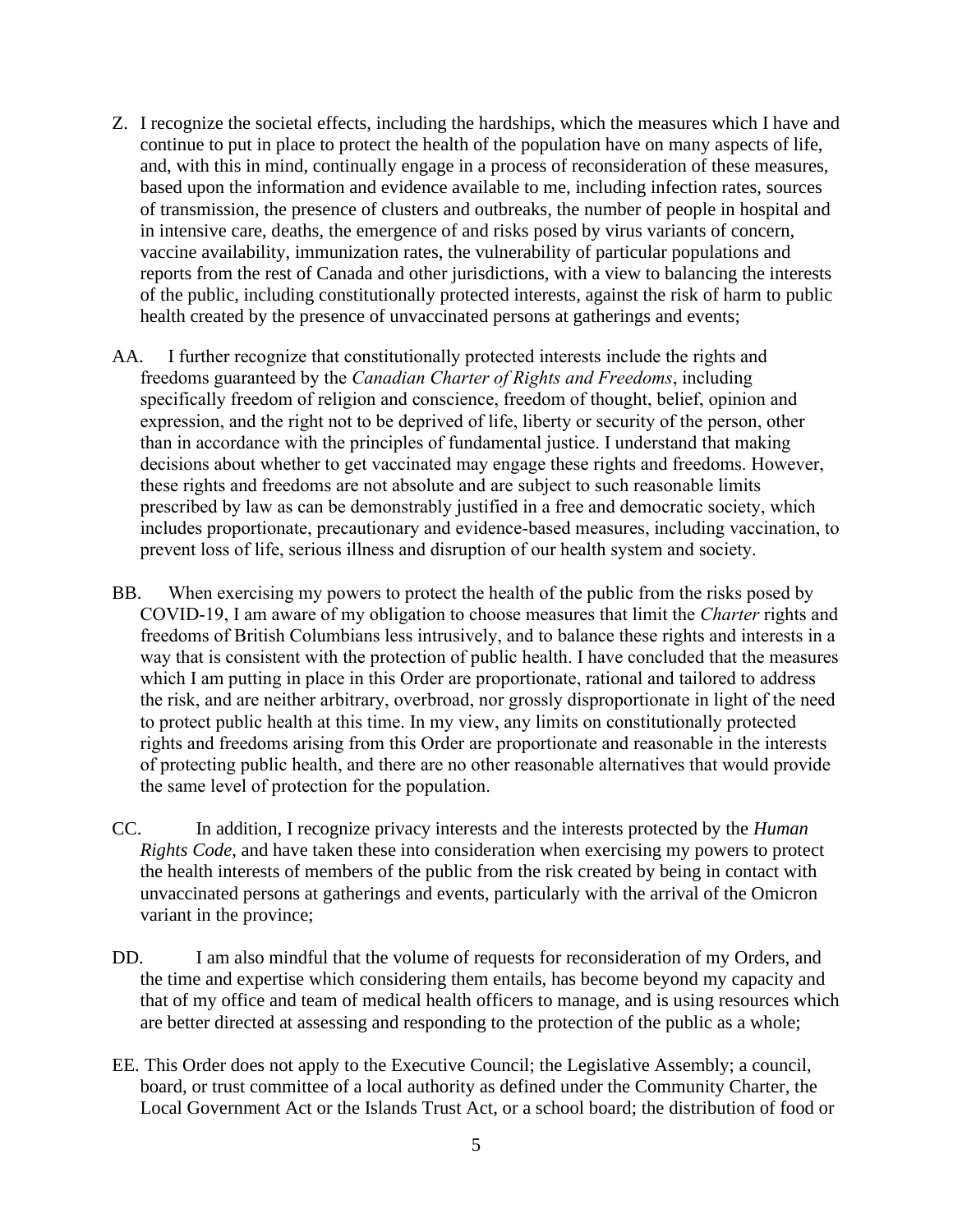Z. I recognize the societal effects, including the hardships, which the measures which I have and continue to put in place to protect the health of the population have on many aspects of life, and, with this in mind, continually engage in a process of reconsideration of these measures, based upon the information and evidence available to me, including infection rates, sources of transmission, the presence of clusters and outbreaks, the number of people in hospital and in intensive care, deaths, the emergence of and risks posed by virus variants of concern, vaccine availability, immunization rates, the vulnerability of particular populations and reports from the rest of Canada and other jurisdictions, with a view to balancing the interests of the public, including constitutionally protected interests, against the risk of harm to public health created by the presence of unvaccinated persons at gatherings and events;

AA. I further recognize that constitutionally protected interests include the rights and freedoms guaranteed by the *Canadian Charter of Rights and Freedoms*, including specifically freedom of religion and conscience, freedom of thought, belief, opinion and expression, and the right not to be deprived of life, liberty or security of the person, other than in accordance with the principles of fundamental justice. I understand that making decisions about whether to get vaccinated may engage these rights and freedoms. However, these rights and freedoms are not absolute and are subject to such reasonable limits prescribed by law as can be demonstrably justified in a free and democratic society, which includes proportionate, precautionary and evidence-based measures, including vaccination, to prevent loss of life, serious illness and disruption of our health system and society.

BB. When exercising my powers to protect the health of the public from the risks posed by COVID-19, I am aware of my obligation to choose measures that limit the *Charter* rights and freedoms of British Columbians less intrusively, and to balance these rights and interests in a way that is consistent with the protection of public health. I have concluded that the measures which I am putting in place in this Order are proportionate, rational and tailored to address the risk, and are neither arbitrary, overbroad, nor grossly disproportionate in light of the need to protect public health at this time. In my view, any limits on constitutionally protected rights and freedoms arising from this Order are proportionate and reasonable in the interests of protecting public health, and there are no other reasonable alternatives that would provide the same level of protection for the population.

CC. In addition, I recognize privacy interests and the interests protected by the *Human Rights Code*, and have taken these into consideration when exercising my powers to protect the health interests of members of the public from the risk created by being in contact with unvaccinated persons at gatherings and events, particularly with the arrival of the Omicron variant in the province;

DD. I am also mindful that the volume of requests for reconsideration of my Orders, and the time and expertise which considering them entails, has become beyond my capacity and that of my office and team of medical health officers to manage, and is using resources which are better directed at assessing and responding to the protection of the public as a whole;

EE. This Order does not apply to the Executive Council; the Legislative Assembly; a council, board, or trust committee of a local authority as defined under the Community Charter, the Local Government Act or the Islands Trust Act, or a school board; the distribution of food or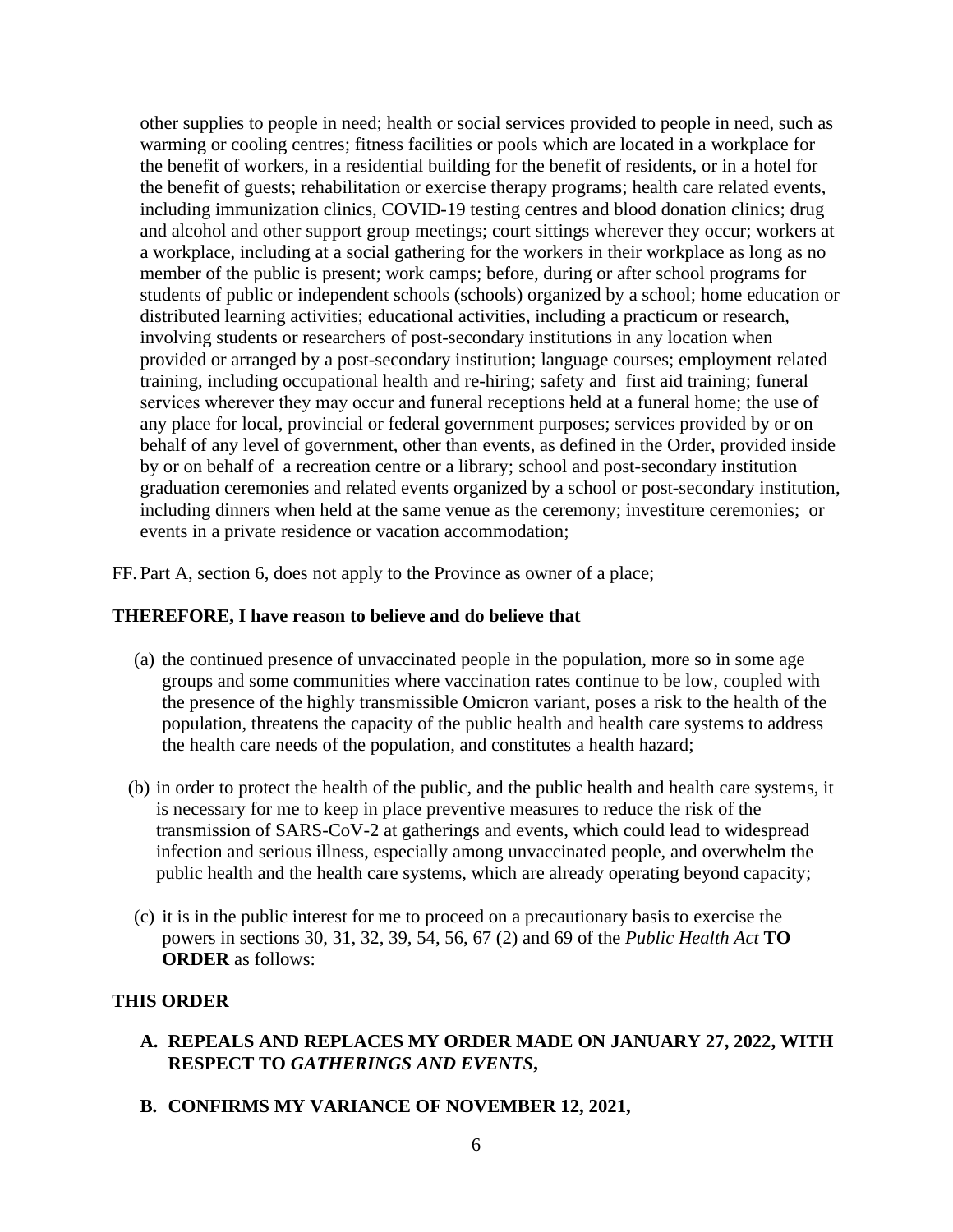other supplies to people in need; health or social services provided to people in need, such as warming or cooling centres; fitness facilities or pools which are located in a workplace for the benefit of workers, in a residential building for the benefit of residents, or in a hotel for the benefit of guests; rehabilitation or exercise therapy programs; health care related events, including immunization clinics, COVID-19 testing centres and blood donation clinics; drug and alcohol and other support group meetings; court sittings wherever they occur; workers at a workplace, including at a social gathering for the workers in their workplace as long as no member of the public is present; work camps; before, during or after school programs for students of public or independent schools (schools) organized by a school; home education or distributed learning activities; educational activities, including a practicum or research, involving students or researchers of post-secondary institutions in any location when provided or arranged by a post-secondary institution; language courses; employment related training, including occupational health and re-hiring; safety and first aid training; funeral services wherever they may occur and funeral receptions held at a funeral home; the use of any place for local, provincial or federal government purposes; services provided by or on behalf of any level of government, other than events, as defined in the Order, provided inside by or on behalf of a recreation centre or a library; school and post-secondary institution graduation ceremonies and related events organized by a school or post-secondary institution, including dinners when held at the same venue as the ceremony; investiture ceremonies; or events in a private residence or vacation accommodation;

FF. Part A, section 6, does not apply to the Province as owner of a place;

**THEREFORE, I have reason to believe and do believe that**

(a) the continued presence of unvaccinated people in the population, more so in some age groups and some communities where vaccination rates continue to be low, coupled with the presence of the highly transmissible Omicron variant, poses a risk to the health of the population, threatens the capacity of the public health and health care systems to address the health care needs of the population, and constitutes a health hazard;

(b) in order to protect the health of the public, and the public health and health care systems, it is necessary for me to keep in place preventive measures to reduce the risk of the transmission of SARS-CoV-2 at gatherings and events, which could lead to widespread infection and serious illness, especially among unvaccinated people, and overwhelm the public health and the health care systems, which are already operating beyond capacity;

(c) it is in the public interest for me to proceed on a precautionary basis to exercise the powers in sections 30, 31, 32, 39, 54, 56, 67 (2) and 69 of the *Public Health Act* **TO ORDER** as follows:

**THIS ORDER**

**A. REPEALS AND REPLACES MY ORDER MADE ON JANUARY 27, 2022, WITH RESPECT TO *GATHERINGS AND EVENTS*,**

**B. CONFIRMS MY VARIANCE OF NOVEMBER 12, 2021,**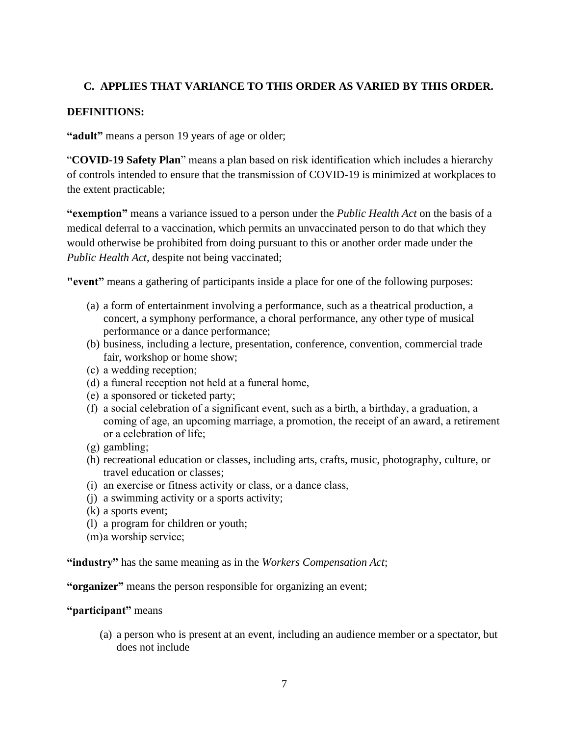**C. APPLIES THAT VARIANCE TO THIS ORDER AS VARIED BY THIS ORDER.**

**DEFINITIONS:**

**"adult"** means a person 19 years of age or older;

"**COVID-19 Safety Plan**" means a plan based on risk identification which includes a hierarchy of controls intended to ensure that the transmission of COVID-19 is minimized at workplaces to the extent practicable;

**"exemption"** means a variance issued to a person under the *Public Health Act* on the basis of a medical deferral to a vaccination, which permits an unvaccinated person to do that which they would otherwise be prohibited from doing pursuant to this or another order made under the *Public Health Act*, despite not being vaccinated;

**"event"** means a gathering of participants inside a place for one of the following purposes:

(a) a form of entertainment involving a performance, such as a theatrical production, a concert, a symphony performance, a choral performance, any other type of musical performance or a dance performance;
(b) business, including a lecture, presentation, conference, convention, commercial trade fair, workshop or home show;
(c) a wedding reception;
(d) a funeral reception not held at a funeral home,
(e) a sponsored or ticketed party;
(f) a social celebration of a significant event, such as a birth, a birthday, a graduation, a coming of age, an upcoming marriage, a promotion, the receipt of an award, a retirement or a celebration of life;
(g) gambling;
(h) recreational education or classes, including arts, crafts, music, photography, culture, or travel education or classes;
(i) an exercise or fitness activity or class, or a dance class,
(j) a swimming activity or a sports activity;
(k) a sports event;
(l) a program for children or youth;
(m) a worship service;

**"industry"** has the same meaning as in the *Workers Compensation Act*;

**"organizer"** means the person responsible for organizing an event;

**"participant"** means

(a) a person who is present at an event, including an audience member or a spectator, but does not include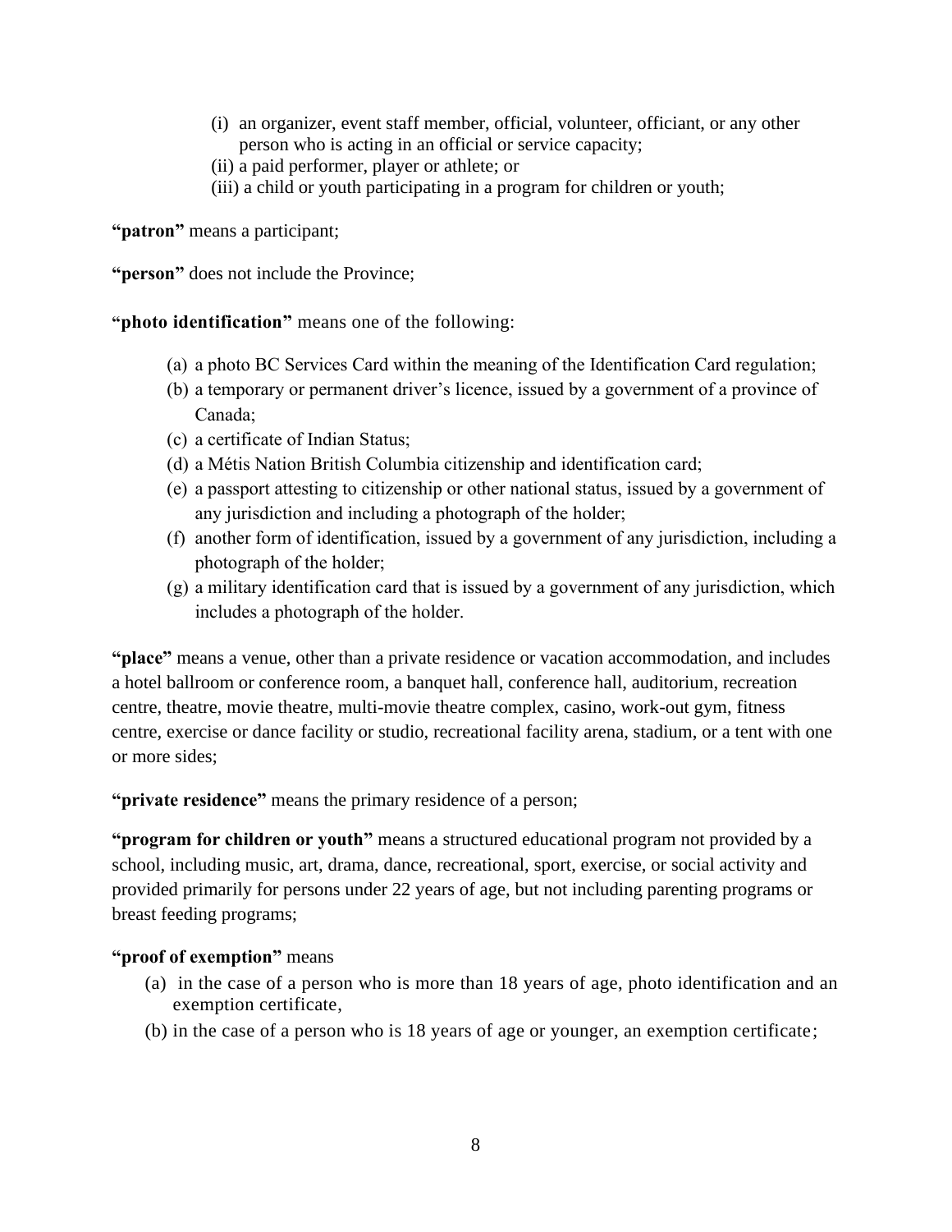(i) an organizer, event staff member, official, volunteer, officiant, or any other person who is acting in an official or service capacity;
(ii) a paid performer, player or athlete; or
(iii) a child or youth participating in a program for children or youth;

**"patron"** means a participant;

**"person"** does not include the Province;

**"photo identification"** means one of the following:

(a) a photo BC Services Card within the meaning of the Identification Card regulation;
(b) a temporary or permanent driver's licence, issued by a government of a province of Canada;
(c) a certificate of Indian Status;
(d) a Métis Nation British Columbia citizenship and identification card;
(e) a passport attesting to citizenship or other national status, issued by a government of any jurisdiction and including a photograph of the holder;
(f) another form of identification, issued by a government of any jurisdiction, including a photograph of the holder;
(g) a military identification card that is issued by a government of any jurisdiction, which includes a photograph of the holder.

**"place"** means a venue, other than a private residence or vacation accommodation, and includes a hotel ballroom or conference room, a banquet hall, conference hall, auditorium, recreation centre, theatre, movie theatre, multi-movie theatre complex, casino, work-out gym, fitness centre, exercise or dance facility or studio, recreational facility arena, stadium, or a tent with one or more sides;

**"private residence"** means the primary residence of a person;

**"program for children or youth"** means a structured educational program not provided by a school, including music, art, drama, dance, recreational, sport, exercise, or social activity and provided primarily for persons under 22 years of age, but not including parenting programs or breast feeding programs;

**"proof of exemption"** means

(a) in the case of a person who is more than 18 years of age, photo identification and an exemption certificate,
(b) in the case of a person who is 18 years of age or younger, an exemption certificate;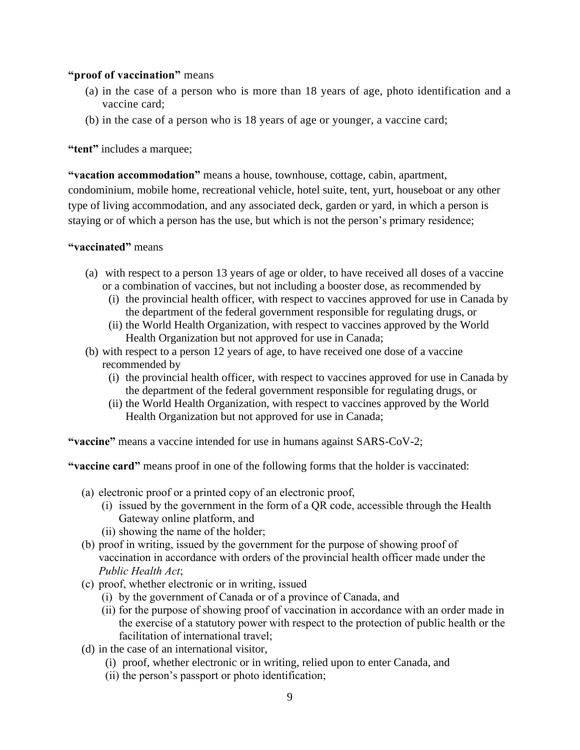**"proof of vaccination"** means

(a) in the case of a person who is more than 18 years of age, photo identification and a vaccine card;

(b) in the case of a person who is 18 years of age or younger, a vaccine card;

**"tent"** includes a marquee;

**"vacation accommodation"** means a house, townhouse, cottage, cabin, apartment, condominium, mobile home, recreational vehicle, hotel suite, tent, yurt, houseboat or any other type of living accommodation, and any associated deck, garden or yard, in which a person is staying or of which a person has the use, but which is not the person's primary residence;

**"vaccinated"** means

(a) with respect to a person 13 years of age or older, to have received all doses of a vaccine or a combination of vaccines, but not including a booster dose, as recommended by
  (i) the provincial health officer, with respect to vaccines approved for use in Canada by the department of the federal government responsible for regulating drugs, or
  (ii) the World Health Organization, with respect to vaccines approved by the World Health Organization but not approved for use in Canada;

(b) with respect to a person 12 years of age, to have received one dose of a vaccine recommended by
  (i) the provincial health officer, with respect to vaccines approved for use in Canada by the department of the federal government responsible for regulating drugs, or
  (ii) the World Health Organization, with respect to vaccines approved by the World Health Organization but not approved for use in Canada;

**"vaccine"** means a vaccine intended for use in humans against SARS-CoV-2;

**"vaccine card"** means proof in one of the following forms that the holder is vaccinated:

(a) electronic proof or a printed copy of an electronic proof,
  (i) issued by the government in the form of a QR code, accessible through the Health Gateway online platform, and
  (ii) showing the name of the holder;

(b) proof in writing, issued by the government for the purpose of showing proof of vaccination in accordance with orders of the provincial health officer made under the *Public Health Act*;

(c) proof, whether electronic or in writing, issued
  (i) by the government of Canada or of a province of Canada, and
  (ii) for the purpose of showing proof of vaccination in accordance with an order made in the exercise of a statutory power with respect to the protection of public health or the facilitation of international travel;

(d) in the case of an international visitor,
  (i) proof, whether electronic or in writing, relied upon to enter Canada, and
  (ii) the person's passport or photo identification;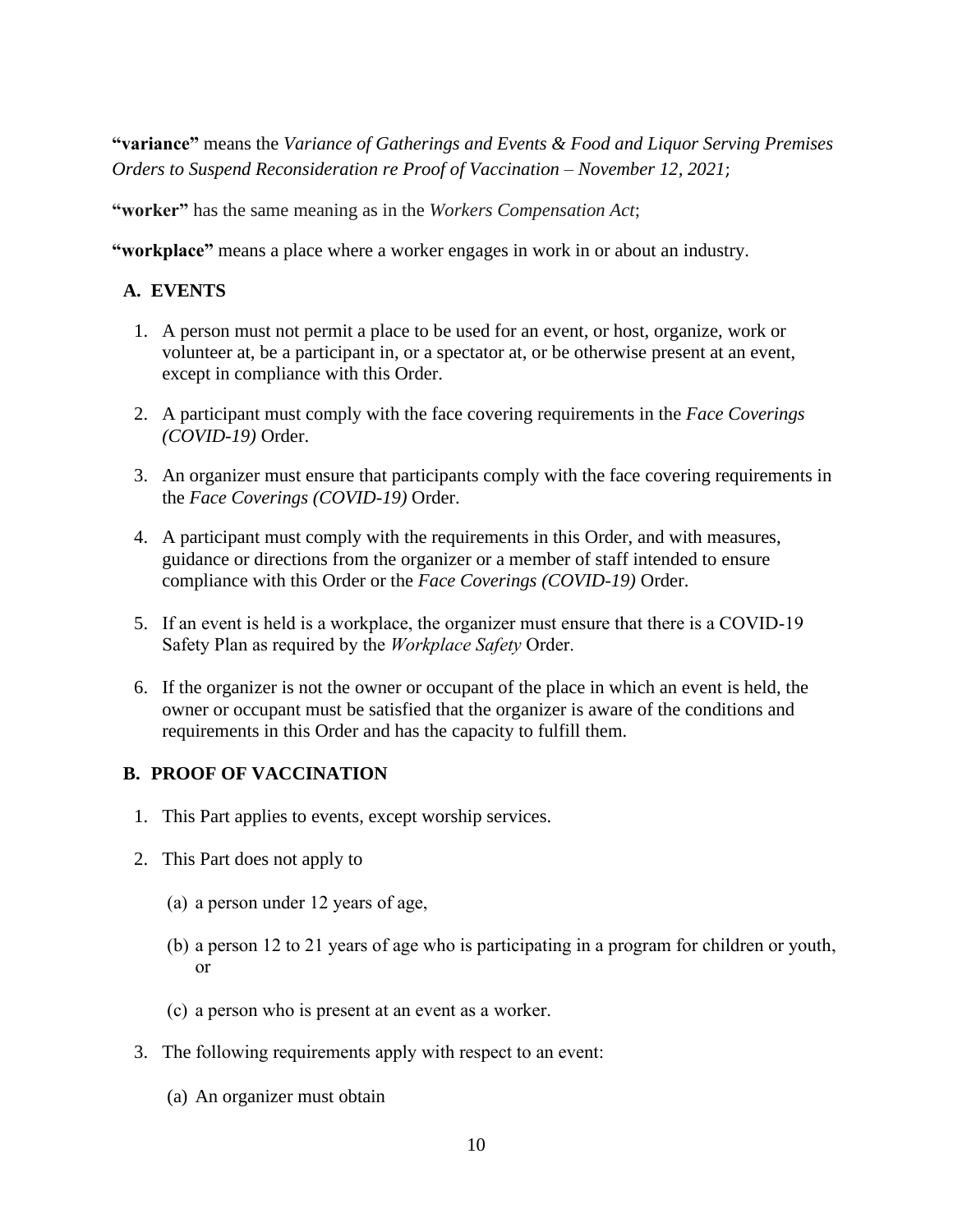**"variance"** means the *Variance of Gatherings and Events & Food and Liquor Serving Premises Orders to Suspend Reconsideration re Proof of Vaccination – November 12, 2021*;

**"worker"** has the same meaning as in the *Workers Compensation Act*;

**"workplace"** means a place where a worker engages in work in or about an industry.

## A. EVENTS

1. A person must not permit a place to be used for an event, or host, organize, work or volunteer at, be a participant in, or a spectator at, or be otherwise present at an event, except in compliance with this Order.

2. A participant must comply with the face covering requirements in the *Face Coverings (COVID-19)* Order.

3. An organizer must ensure that participants comply with the face covering requirements in the *Face Coverings (COVID-19)* Order.

4. A participant must comply with the requirements in this Order, and with measures, guidance or directions from the organizer or a member of staff intended to ensure compliance with this Order or the *Face Coverings (COVID-19)* Order.

5. If an event is held is a workplace, the organizer must ensure that there is a COVID-19 Safety Plan as required by the *Workplace Safety* Order.

6. If the organizer is not the owner or occupant of the place in which an event is held, the owner or occupant must be satisfied that the organizer is aware of the conditions and requirements in this Order and has the capacity to fulfill them.

## B. PROOF OF VACCINATION

1. This Part applies to events, except worship services.

2. This Part does not apply to

   (a) a person under 12 years of age,

   (b) a person 12 to 21 years of age who is participating in a program for children or youth, or

   (c) a person who is present at an event as a worker.

3. The following requirements apply with respect to an event:

   (a) An organizer must obtain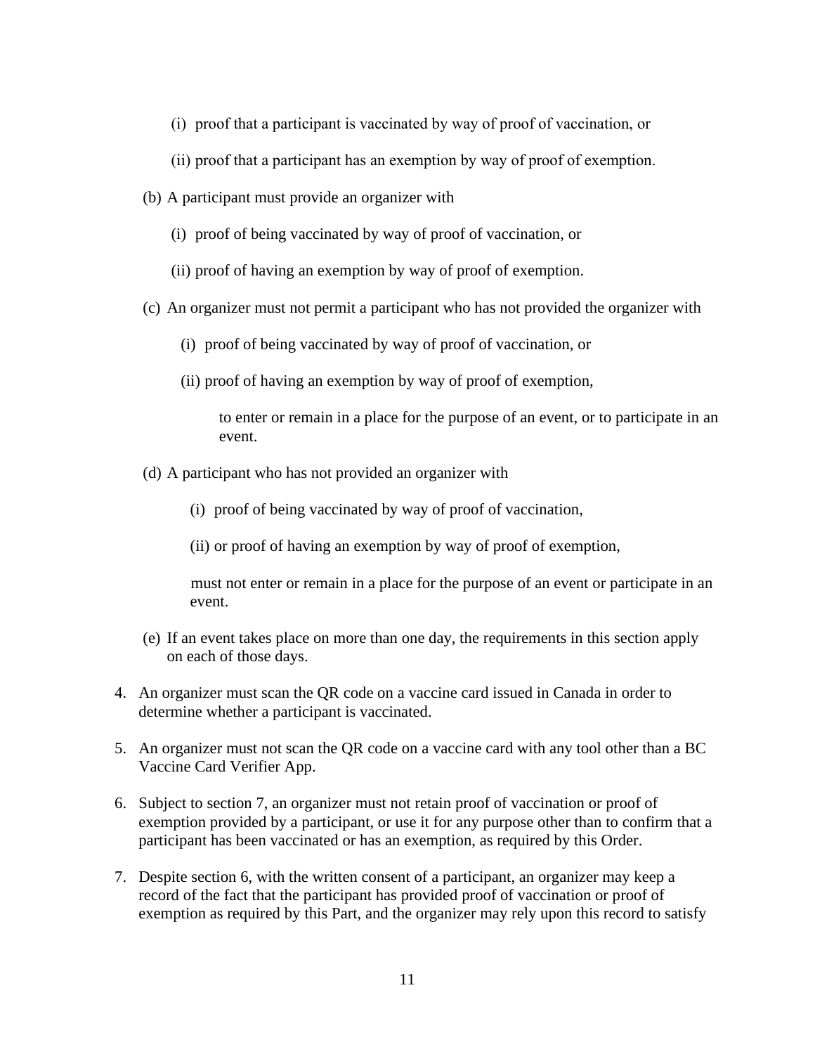(i) proof that a participant is vaccinated by way of proof of vaccination, or

(ii) proof that a participant has an exemption by way of proof of exemption.

(b) A participant must provide an organizer with

(i) proof of being vaccinated by way of proof of vaccination, or

(ii) proof of having an exemption by way of proof of exemption.

(c) An organizer must not permit a participant who has not provided the organizer with

(i) proof of being vaccinated by way of proof of vaccination, or

(ii) proof of having an exemption by way of proof of exemption,

to enter or remain in a place for the purpose of an event, or to participate in an event.

(d) A participant who has not provided an organizer with

(i) proof of being vaccinated by way of proof of vaccination,

(ii) or proof of having an exemption by way of proof of exemption,

must not enter or remain in a place for the purpose of an event or participate in an event.

(e) If an event takes place on more than one day, the requirements in this section apply on each of those days.

4. An organizer must scan the QR code on a vaccine card issued in Canada in order to determine whether a participant is vaccinated.

5. An organizer must not scan the QR code on a vaccine card with any tool other than a BC Vaccine Card Verifier App.

6. Subject to section 7, an organizer must not retain proof of vaccination or proof of exemption provided by a participant, or use it for any purpose other than to confirm that a participant has been vaccinated or has an exemption, as required by this Order.

7. Despite section 6, with the written consent of a participant, an organizer may keep a record of the fact that the participant has provided proof of vaccination or proof of exemption as required by this Part, and the organizer may rely upon this record to satisfy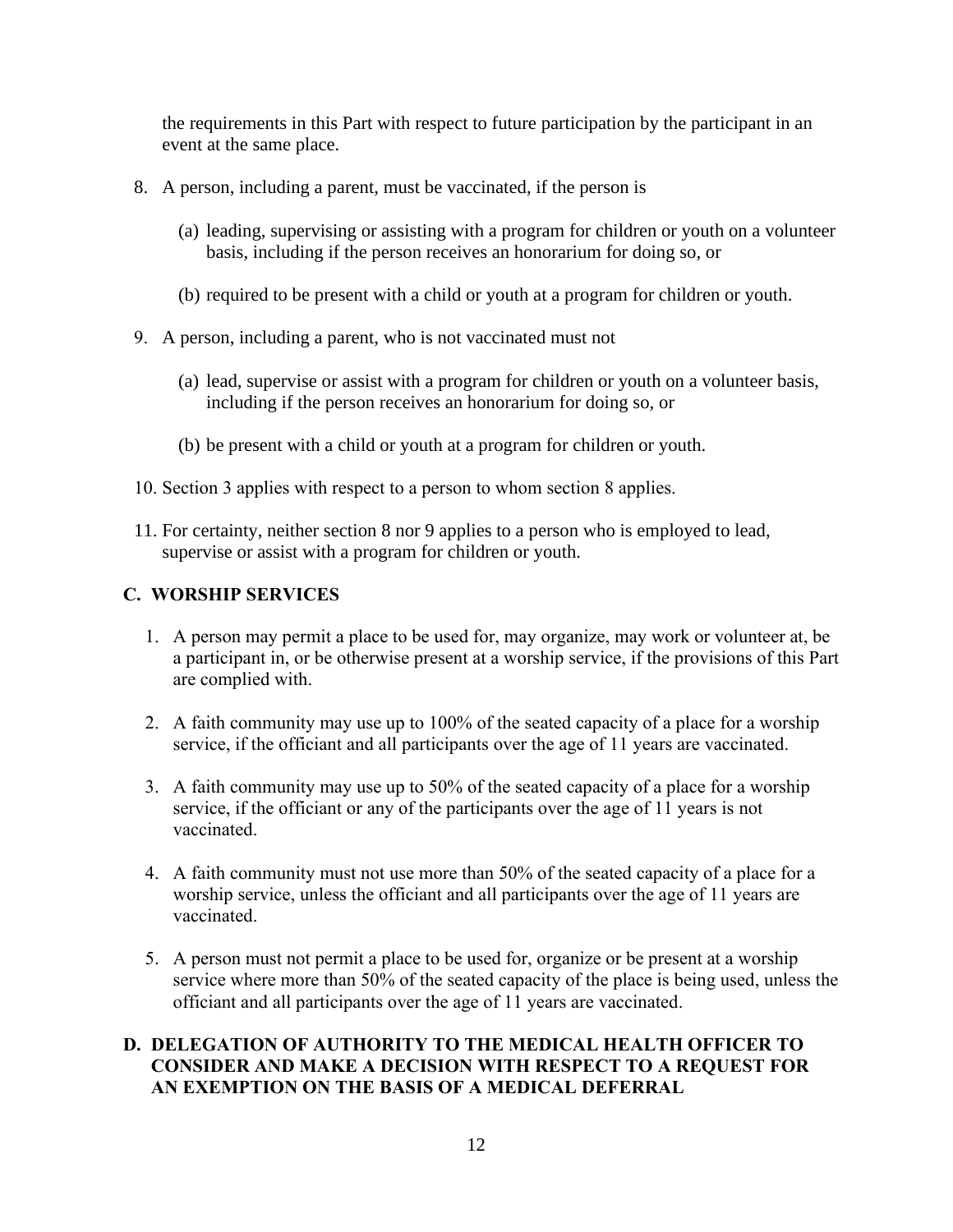the requirements in this Part with respect to future participation by the participant in an event at the same place.

8. A person, including a parent, must be vaccinated, if the person is

   (a) leading, supervising or assisting with a program for children or youth on a volunteer basis, including if the person receives an honorarium for doing so, or

   (b) required to be present with a child or youth at a program for children or youth.

9. A person, including a parent, who is not vaccinated must not

   (a) lead, supervise or assist with a program for children or youth on a volunteer basis, including if the person receives an honorarium for doing so, or

   (b) be present with a child or youth at a program for children or youth.

10. Section 3 applies with respect to a person to whom section 8 applies.

11. For certainty, neither section 8 nor 9 applies to a person who is employed to lead, supervise or assist with a program for children or youth.

## C. WORSHIP SERVICES

1. A person may permit a place to be used for, may organize, may work or volunteer at, be a participant in, or be otherwise present at a worship service, if the provisions of this Part are complied with.

2. A faith community may use up to 100% of the seated capacity of a place for a worship service, if the officiant and all participants over the age of 11 years are vaccinated.

3. A faith community may use up to 50% of the seated capacity of a place for a worship service, if the officiant or any of the participants over the age of 11 years is not vaccinated.

4. A faith community must not use more than 50% of the seated capacity of a place for a worship service, unless the officiant and all participants over the age of 11 years are vaccinated.

5. A person must not permit a place to be used for, organize or be present at a worship service where more than 50% of the seated capacity of the place is being used, unless the officiant and all participants over the age of 11 years are vaccinated.

## D. DELEGATION OF AUTHORITY TO THE MEDICAL HEALTH OFFICER TO CONSIDER AND MAKE A DECISION WITH RESPECT TO A REQUEST FOR AN EXEMPTION ON THE BASIS OF A MEDICAL DEFERRAL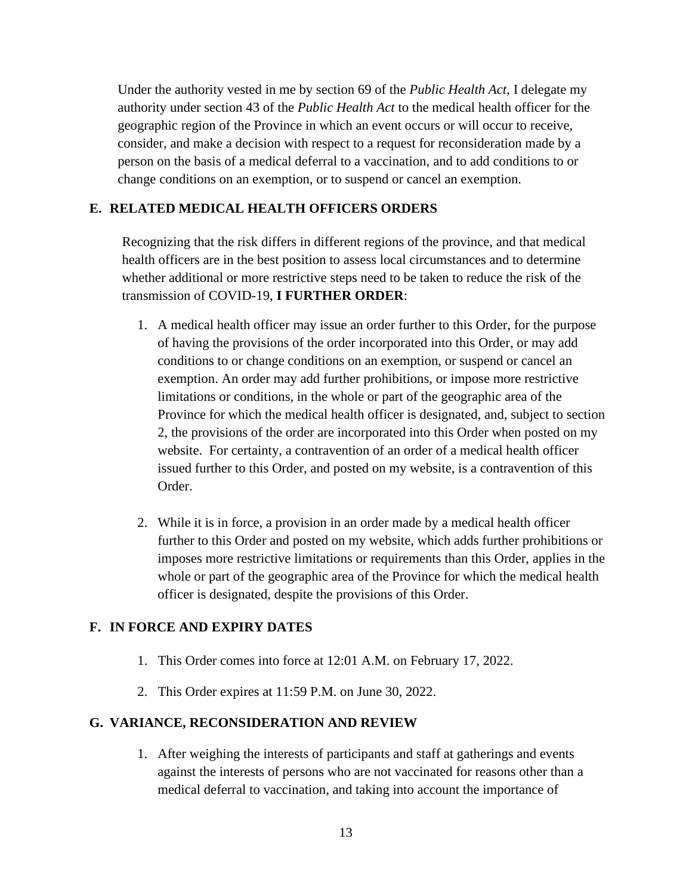Under the authority vested in me by section 69 of the *Public Health Act*, I delegate my authority under section 43 of the *Public Health Act* to the medical health officer for the geographic region of the Province in which an event occurs or will occur to receive, consider, and make a decision with respect to a request for reconsideration made by a person on the basis of a medical deferral to a vaccination, and to add conditions to or change conditions on an exemption, or to suspend or cancel an exemption.

## E. RELATED MEDICAL HEALTH OFFICERS ORDERS

Recognizing that the risk differs in different regions of the province, and that medical health officers are in the best position to assess local circumstances and to determine whether additional or more restrictive steps need to be taken to reduce the risk of the transmission of COVID-19, **I FURTHER ORDER**:

1. A medical health officer may issue an order further to this Order, for the purpose of having the provisions of the order incorporated into this Order, or may add conditions to or change conditions on an exemption, or suspend or cancel an exemption. An order may add further prohibitions, or impose more restrictive limitations or conditions, in the whole or part of the geographic area of the Province for which the medical health officer is designated, and, subject to section 2, the provisions of the order are incorporated into this Order when posted on my website. For certainty, a contravention of an order of a medical health officer issued further to this Order, and posted on my website, is a contravention of this Order.

2. While it is in force, a provision in an order made by a medical health officer further to this Order and posted on my website, which adds further prohibitions or imposes more restrictive limitations or requirements than this Order, applies in the whole or part of the geographic area of the Province for which the medical health officer is designated, despite the provisions of this Order.

## F. IN FORCE AND EXPIRY DATES

1. This Order comes into force at 12:01 A.M. on February 17, 2022.

2. This Order expires at 11:59 P.M. on June 30, 2022.

## G. VARIANCE, RECONSIDERATION AND REVIEW

1. After weighing the interests of participants and staff at gatherings and events against the interests of persons who are not vaccinated for reasons other than a medical deferral to vaccination, and taking into account the importance of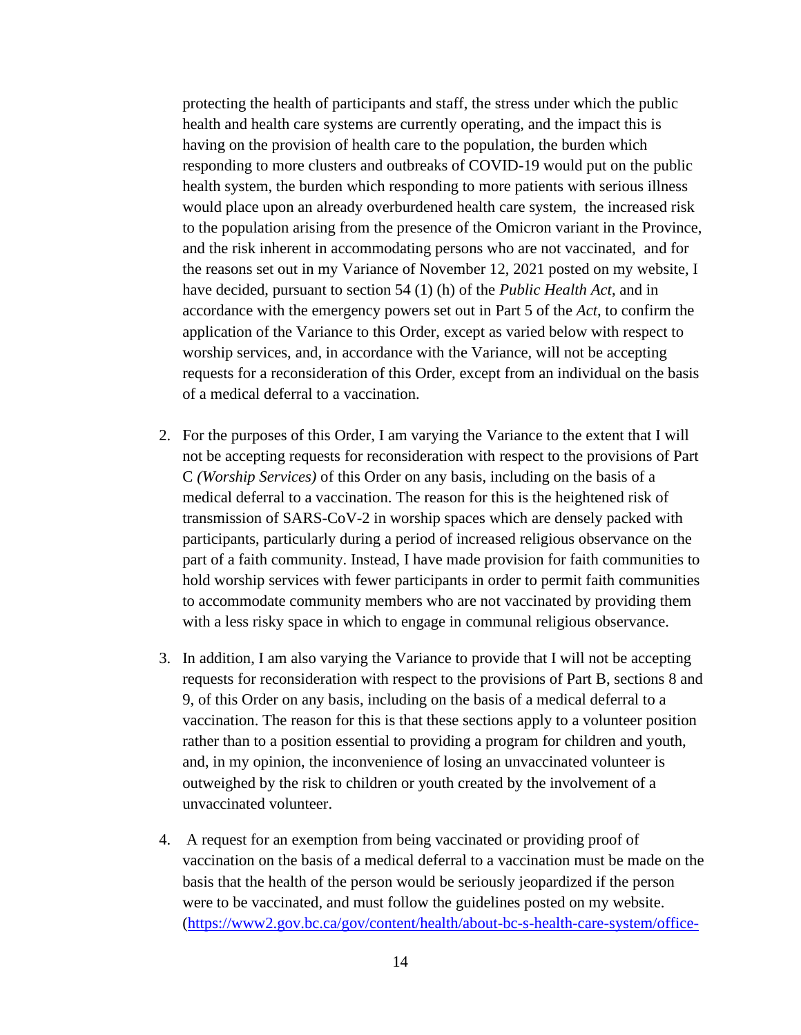protecting the health of participants and staff, the stress under which the public health and health care systems are currently operating, and the impact this is having on the provision of health care to the population, the burden which responding to more clusters and outbreaks of COVID-19 would put on the public health system, the burden which responding to more patients with serious illness would place upon an already overburdened health care system, the increased risk to the population arising from the presence of the Omicron variant in the Province, and the risk inherent in accommodating persons who are not vaccinated, and for the reasons set out in my Variance of November 12, 2021 posted on my website, I have decided, pursuant to section 54 (1) (h) of the *Public Health Act*, and in accordance with the emergency powers set out in Part 5 of the *Act*, to confirm the application of the Variance to this Order, except as varied below with respect to worship services, and, in accordance with the Variance, will not be accepting requests for a reconsideration of this Order, except from an individual on the basis of a medical deferral to a vaccination.

2. For the purposes of this Order, I am varying the Variance to the extent that I will not be accepting requests for reconsideration with respect to the provisions of Part C *(Worship Services)* of this Order on any basis, including on the basis of a medical deferral to a vaccination. The reason for this is the heightened risk of transmission of SARS-CoV-2 in worship spaces which are densely packed with participants, particularly during a period of increased religious observance on the part of a faith community. Instead, I have made provision for faith communities to hold worship services with fewer participants in order to permit faith communities to accommodate community members who are not vaccinated by providing them with a less risky space in which to engage in communal religious observance.

3. In addition, I am also varying the Variance to provide that I will not be accepting requests for reconsideration with respect to the provisions of Part B, sections 8 and 9, of this Order on any basis, including on the basis of a medical deferral to a vaccination. The reason for this is that these sections apply to a volunteer position rather than to a position essential to providing a program for children and youth, and, in my opinion, the inconvenience of losing an unvaccinated volunteer is outweighed by the risk to children or youth created by the involvement of a unvaccinated volunteer.

4. A request for an exemption from being vaccinated or providing proof of vaccination on the basis of a medical deferral to a vaccination must be made on the basis that the health of the person would be seriously jeopardized if the person were to be vaccinated, and must follow the guidelines posted on my website. (https://www2.gov.bc.ca/gov/content/health/about-bc-s-health-care-system/office-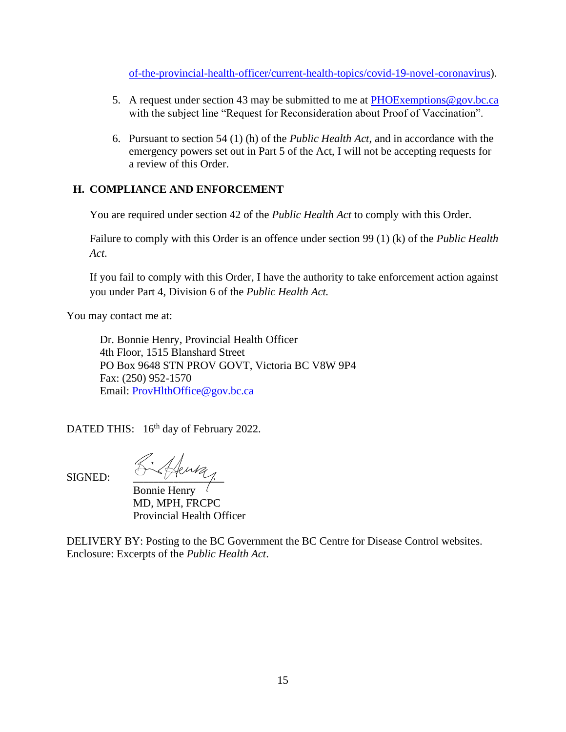of-the-provincial-health-officer/current-health-topics/covid-19-novel-coronavirus).

5. A request under section 43 may be submitted to me at PHOExemptions@gov.bc.ca with the subject line "Request for Reconsideration about Proof of Vaccination".

6. Pursuant to section 54 (1) (h) of the *Public Health Act*, and in accordance with the emergency powers set out in Part 5 of the Act, I will not be accepting requests for a review of this Order.

## H. COMPLIANCE AND ENFORCEMENT

You are required under section 42 of the *Public Health Act* to comply with this Order.

Failure to comply with this Order is an offence under section 99 (1) (k) of the *Public Health Act*.

If you fail to comply with this Order, I have the authority to take enforcement action against you under Part 4, Division 6 of the *Public Health Act.*

You may contact me at:

Dr. Bonnie Henry, Provincial Health Officer
4th Floor, 1515 Blanshard Street
PO Box 9648 STN PROV GOVT, Victoria BC V8W 9P4
Fax: (250) 952-1570
Email: ProvHlthOffice@gov.bc.ca

DATED THIS: 16th day of February 2022.

SIGNED:

Bonnie Henry
MD, MPH, FRCPC
Provincial Health Officer

DELIVERY BY: Posting to the BC Government the BC Centre for Disease Control websites.
Enclosure: Excerpts of the *Public Health Act*.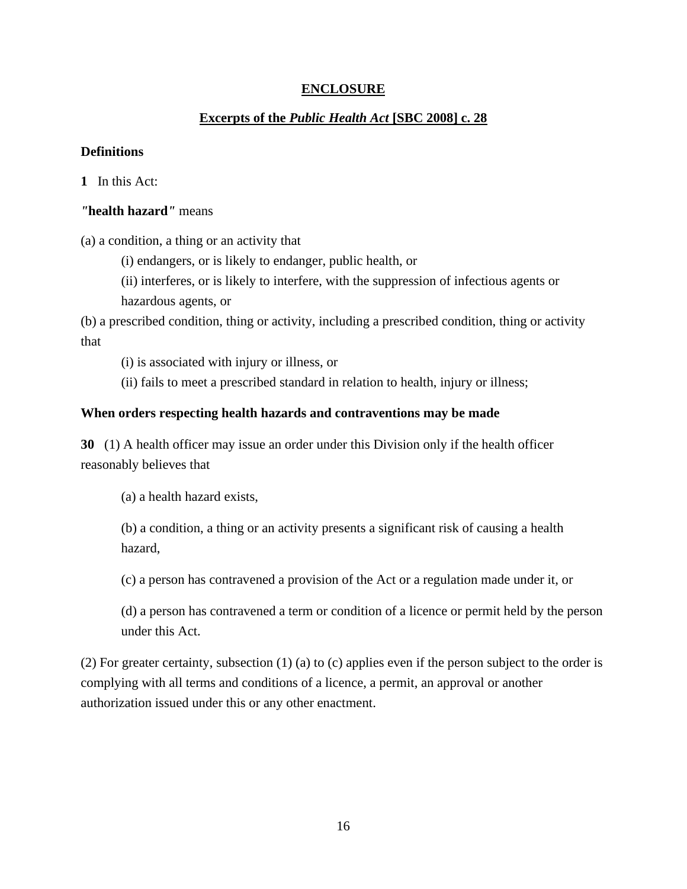**<u>ENCLOSURE</u>**

**<u>Excerpts of the *Public Health Act* [SBC 2008] c. 28</u>**

**Definitions**

**1** In this Act:

*"***health hazard***"* means

(a) a condition, a thing or an activity that

(i) endangers, or is likely to endanger, public health, or

(ii) interferes, or is likely to interfere, with the suppression of infectious agents or hazardous agents, or

(b) a prescribed condition, thing or activity, including a prescribed condition, thing or activity that

(i) is associated with injury or illness, or

(ii) fails to meet a prescribed standard in relation to health, injury or illness;

**When orders respecting health hazards and contraventions may be made**

**30** (1) A health officer may issue an order under this Division only if the health officer reasonably believes that

(a) a health hazard exists,

(b) a condition, a thing or an activity presents a significant risk of causing a health hazard,

(c) a person has contravened a provision of the Act or a regulation made under it, or

(d) a person has contravened a term or condition of a licence or permit held by the person under this Act.

(2) For greater certainty, subsection (1) (a) to (c) applies even if the person subject to the order is complying with all terms and conditions of a licence, a permit, an approval or another authorization issued under this or any other enactment.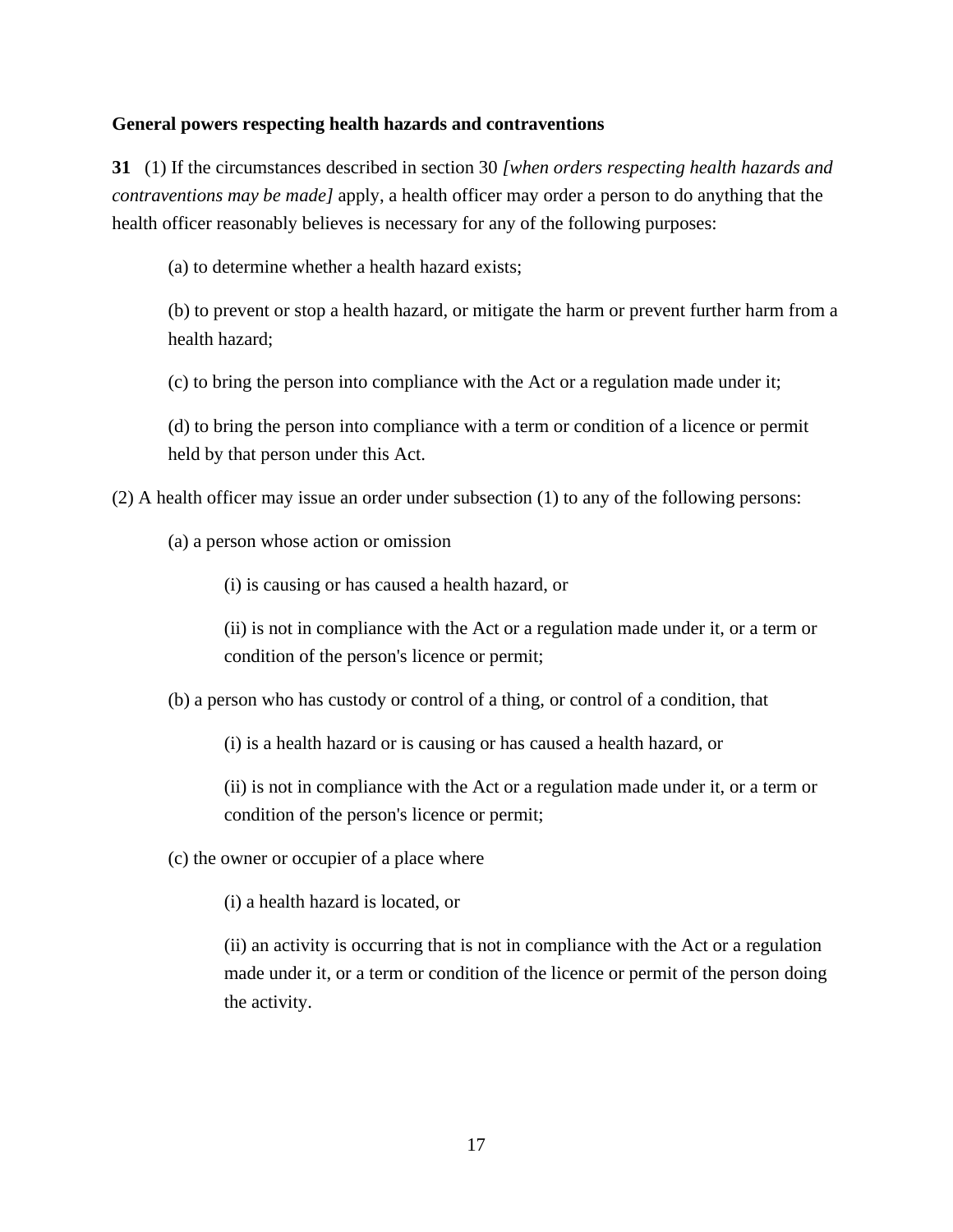### General powers respecting health hazards and contraventions

**31** (1) If the circumstances described in section 30 *[when orders respecting health hazards and contraventions may be made]* apply, a health officer may order a person to do anything that the health officer reasonably believes is necessary for any of the following purposes:

(a) to determine whether a health hazard exists;

(b) to prevent or stop a health hazard, or mitigate the harm or prevent further harm from a health hazard;

(c) to bring the person into compliance with the Act or a regulation made under it;

(d) to bring the person into compliance with a term or condition of a licence or permit held by that person under this Act.

(2) A health officer may issue an order under subsection (1) to any of the following persons:

(a) a person whose action or omission

(i) is causing or has caused a health hazard, or

(ii) is not in compliance with the Act or a regulation made under it, or a term or condition of the person's licence or permit;

(b) a person who has custody or control of a thing, or control of a condition, that

(i) is a health hazard or is causing or has caused a health hazard, or

(ii) is not in compliance with the Act or a regulation made under it, or a term or condition of the person's licence or permit;

(c) the owner or occupier of a place where

(i) a health hazard is located, or

(ii) an activity is occurring that is not in compliance with the Act or a regulation made under it, or a term or condition of the licence or permit of the person doing the activity.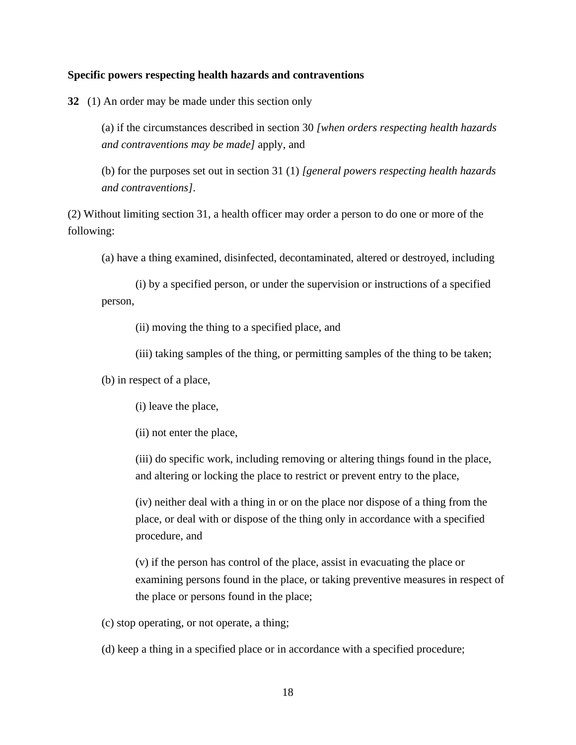**Specific powers respecting health hazards and contraventions**

**32** (1) An order may be made under this section only

(a) if the circumstances described in section 30 *[when orders respecting health hazards and contraventions may be made]* apply, and

(b) for the purposes set out in section 31 (1) *[general powers respecting health hazards and contraventions]*.

(2) Without limiting section 31, a health officer may order a person to do one or more of the following:

(a) have a thing examined, disinfected, decontaminated, altered or destroyed, including

(i) by a specified person, or under the supervision or instructions of a specified person,

(ii) moving the thing to a specified place, and

(iii) taking samples of the thing, or permitting samples of the thing to be taken;

(b) in respect of a place,

(i) leave the place,

(ii) not enter the place,

(iii) do specific work, including removing or altering things found in the place, and altering or locking the place to restrict or prevent entry to the place,

(iv) neither deal with a thing in or on the place nor dispose of a thing from the place, or deal with or dispose of the thing only in accordance with a specified procedure, and

(v) if the person has control of the place, assist in evacuating the place or examining persons found in the place, or taking preventive measures in respect of the place or persons found in the place;

(c) stop operating, or not operate, a thing;

(d) keep a thing in a specified place or in accordance with a specified procedure;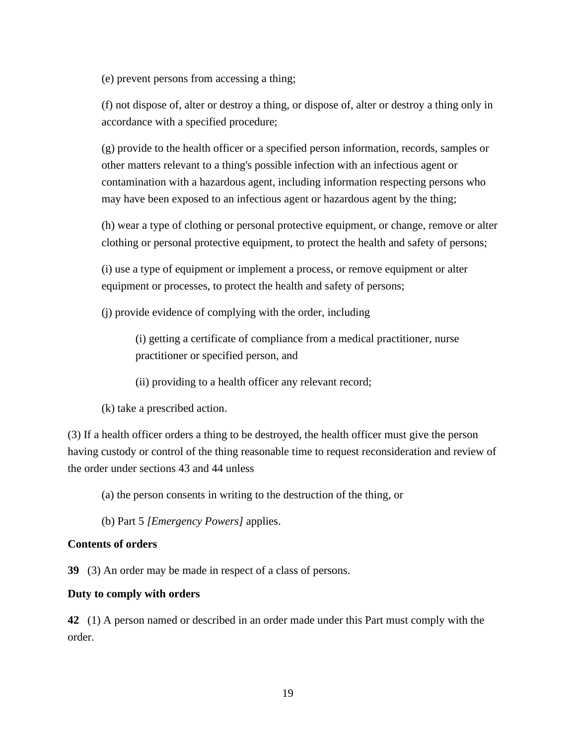(e) prevent persons from accessing a thing;

(f) not dispose of, alter or destroy a thing, or dispose of, alter or destroy a thing only in accordance with a specified procedure;

(g) provide to the health officer or a specified person information, records, samples or other matters relevant to a thing's possible infection with an infectious agent or contamination with a hazardous agent, including information respecting persons who may have been exposed to an infectious agent or hazardous agent by the thing;

(h) wear a type of clothing or personal protective equipment, or change, remove or alter clothing or personal protective equipment, to protect the health and safety of persons;

(i) use a type of equipment or implement a process, or remove equipment or alter equipment or processes, to protect the health and safety of persons;

(j) provide evidence of complying with the order, including

> (i) getting a certificate of compliance from a medical practitioner, nurse practitioner or specified person, and
>
> (ii) providing to a health officer any relevant record;

(k) take a prescribed action.

(3) If a health officer orders a thing to be destroyed, the health officer must give the person having custody or control of the thing reasonable time to request reconsideration and review of the order under sections 43 and 44 unless

(a) the person consents in writing to the destruction of the thing, or

(b) Part 5 *[Emergency Powers]* applies.

**Contents of orders**

**39** (3) An order may be made in respect of a class of persons.

**Duty to comply with orders**

**42** (1) A person named or described in an order made under this Part must comply with the order.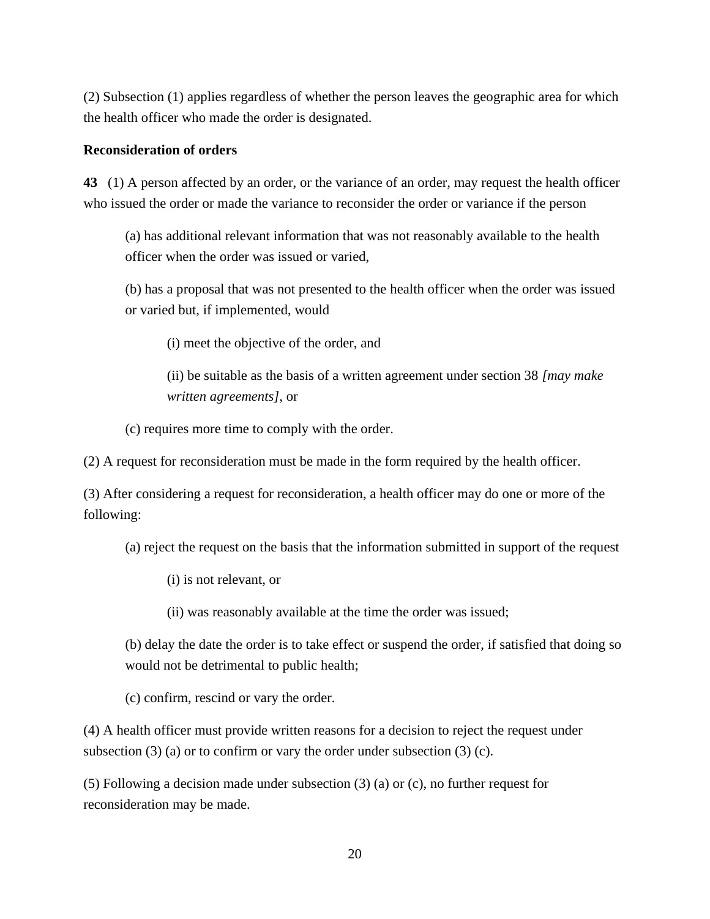(2) Subsection (1) applies regardless of whether the person leaves the geographic area for which the health officer who made the order is designated.

**Reconsideration of orders**

**43** (1) A person affected by an order, or the variance of an order, may request the health officer who issued the order or made the variance to reconsider the order or variance if the person

> (a) has additional relevant information that was not reasonably available to the health officer when the order was issued or varied,
>
> (b) has a proposal that was not presented to the health officer when the order was issued or varied but, if implemented, would
>
> > (i) meet the objective of the order, and
> >
> > (ii) be suitable as the basis of a written agreement under section 38 *[may make written agreements]*, or
>
> (c) requires more time to comply with the order.

(2) A request for reconsideration must be made in the form required by the health officer.

(3) After considering a request for reconsideration, a health officer may do one or more of the following:

> (a) reject the request on the basis that the information submitted in support of the request
>
> > (i) is not relevant, or
> >
> > (ii) was reasonably available at the time the order was issued;
>
> (b) delay the date the order is to take effect or suspend the order, if satisfied that doing so would not be detrimental to public health;
>
> (c) confirm, rescind or vary the order.

(4) A health officer must provide written reasons for a decision to reject the request under subsection (3) (a) or to confirm or vary the order under subsection (3) (c).

(5) Following a decision made under subsection (3) (a) or (c), no further request for reconsideration may be made.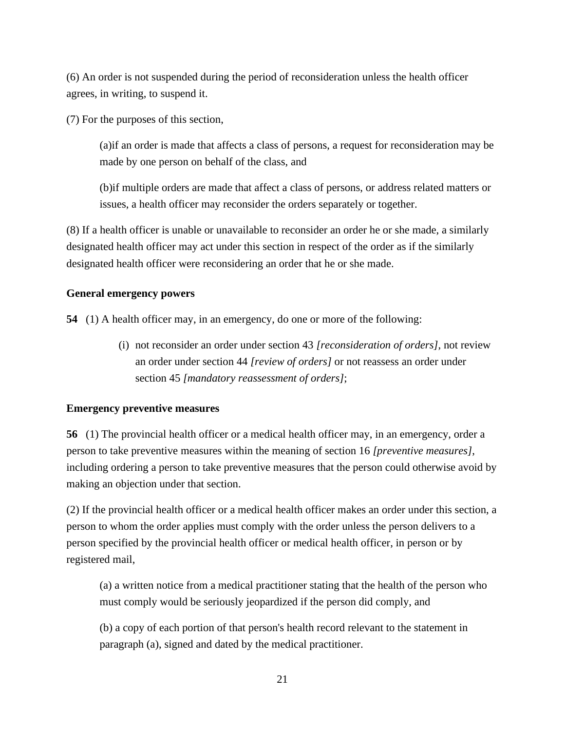(6) An order is not suspended during the period of reconsideration unless the health officer agrees, in writing, to suspend it.

(7) For the purposes of this section,

> (a)if an order is made that affects a class of persons, a request for reconsideration may be made by one person on behalf of the class, and
>
> (b)if multiple orders are made that affect a class of persons, or address related matters or issues, a health officer may reconsider the orders separately or together.

(8) If a health officer is unable or unavailable to reconsider an order he or she made, a similarly designated health officer may act under this section in respect of the order as if the similarly designated health officer were reconsidering an order that he or she made.

**General emergency powers**

**54** (1) A health officer may, in an emergency, do one or more of the following:

> (i) not reconsider an order under section 43 *[reconsideration of orders]*, not review an order under section 44 *[review of orders]* or not reassess an order under section 45 *[mandatory reassessment of orders]*;

**Emergency preventive measures**

**56** (1) The provincial health officer or a medical health officer may, in an emergency, order a person to take preventive measures within the meaning of section 16 *[preventive measures]*, including ordering a person to take preventive measures that the person could otherwise avoid by making an objection under that section.

(2) If the provincial health officer or a medical health officer makes an order under this section, a person to whom the order applies must comply with the order unless the person delivers to a person specified by the provincial health officer or medical health officer, in person or by registered mail,

> (a) a written notice from a medical practitioner stating that the health of the person who must comply would be seriously jeopardized if the person did comply, and
>
> (b) a copy of each portion of that person's health record relevant to the statement in paragraph (a), signed and dated by the medical practitioner.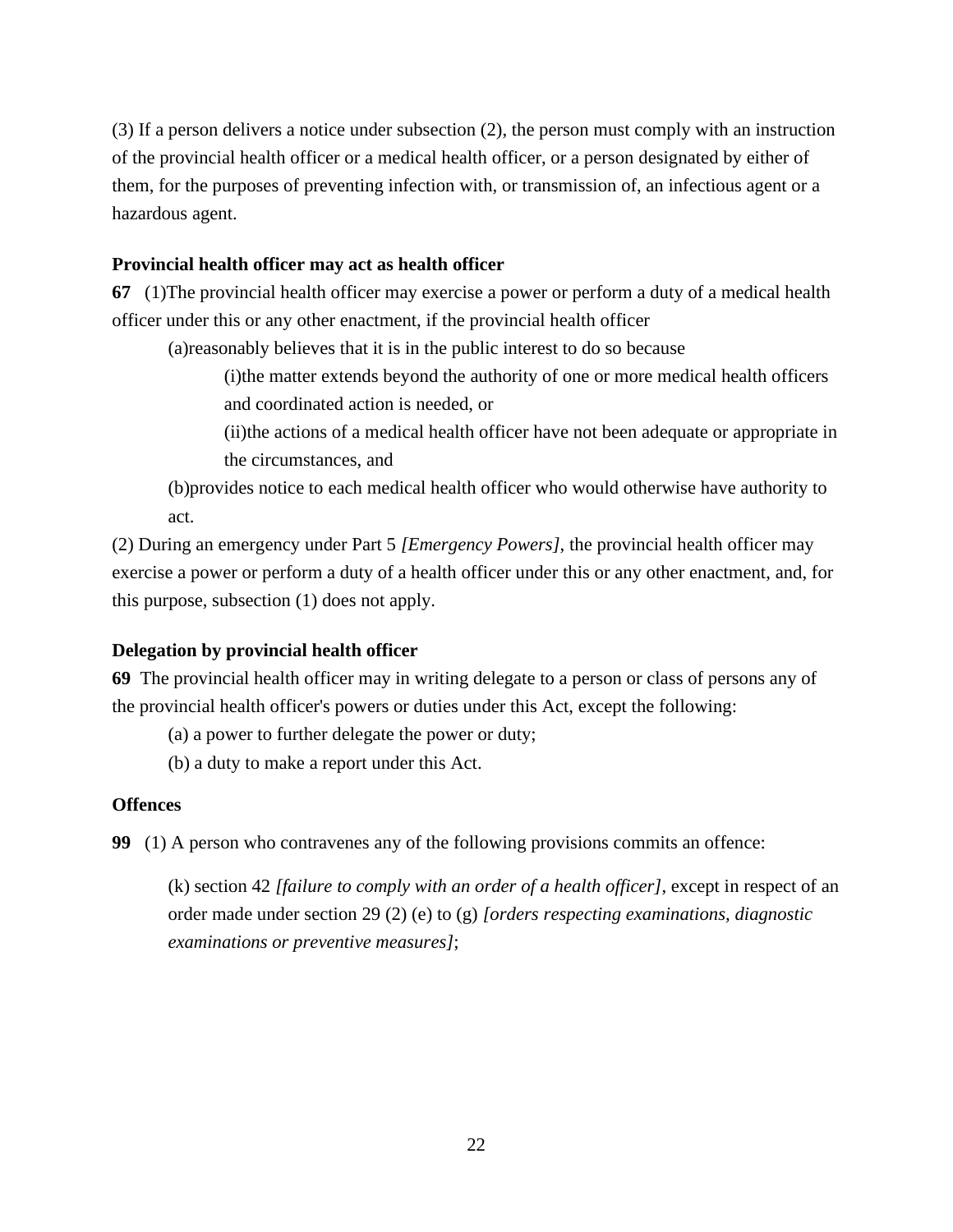(3) If a person delivers a notice under subsection (2), the person must comply with an instruction of the provincial health officer or a medical health officer, or a person designated by either of them, for the purposes of preventing infection with, or transmission of, an infectious agent or a hazardous agent.

**Provincial health officer may act as health officer**

**67** (1)The provincial health officer may exercise a power or perform a duty of a medical health officer under this or any other enactment, if the provincial health officer

(a)reasonably believes that it is in the public interest to do so because

(i)the matter extends beyond the authority of one or more medical health officers and coordinated action is needed, or

(ii)the actions of a medical health officer have not been adequate or appropriate in the circumstances, and

(b)provides notice to each medical health officer who would otherwise have authority to act.

(2) During an emergency under Part 5 *[Emergency Powers]*, the provincial health officer may exercise a power or perform a duty of a health officer under this or any other enactment, and, for this purpose, subsection (1) does not apply.

**Delegation by provincial health officer**

**69** The provincial health officer may in writing delegate to a person or class of persons any of the provincial health officer's powers or duties under this Act, except the following:

(a) a power to further delegate the power or duty;

(b) a duty to make a report under this Act.

**Offences**

**99** (1) A person who contravenes any of the following provisions commits an offence:

(k) section 42 *[failure to comply with an order of a health officer]*, except in respect of an order made under section 29 (2) (e) to (g) *[orders respecting examinations, diagnostic examinations or preventive measures]*;